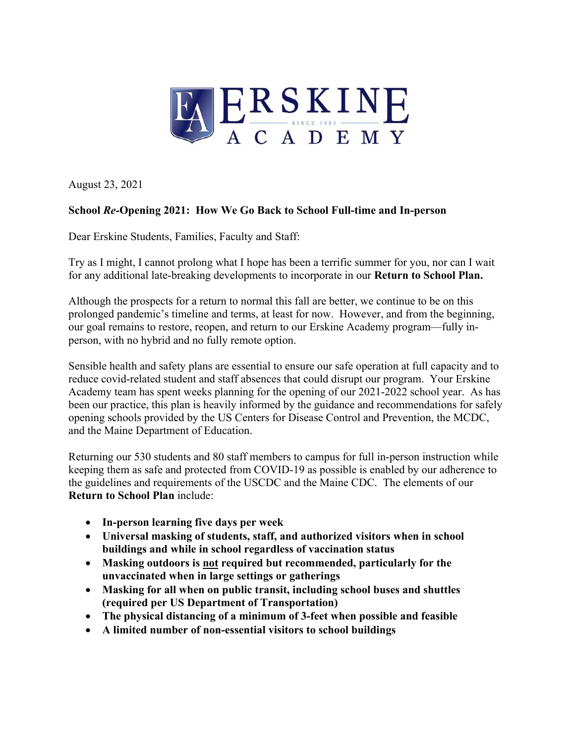ERSKINE ACADEMY

SINCE 1883

August 23, 2021

**School *Re*-Opening 2021: How We Go Back to School Full-time and In-person**

Dear Erskine Students, Families, Faculty and Staff:

Try as I might, I cannot prolong what I hope has been a terrific summer for you, nor can I wait for any additional late-breaking developments to incorporate in our **Return to School Plan.**

Although the prospects for a return to normal this fall are better, we continue to be on this prolonged pandemic's timeline and terms, at least for now. However, and from the beginning, our goal remains to restore, reopen, and return to our Erskine Academy program—fully in-person, with no hybrid and no fully remote option.

Sensible health and safety plans are essential to ensure our safe operation at full capacity and to reduce covid-related student and staff absences that could disrupt our program. Your Erskine Academy team has spent weeks planning for the opening of our 2021-2022 school year. As has been our practice, this plan is heavily informed by the guidance and recommendations for safely opening schools provided by the US Centers for Disease Control and Prevention, the MCDC, and the Maine Department of Education.

Returning our 530 students and 80 staff members to campus for full in-person instruction while keeping them as safe and protected from COVID-19 as possible is enabled by our adherence to the guidelines and requirements of the USCDC and the Maine CDC. The elements of our **Return to School Plan** include:

- **In-person learning five days per week**
- **Universal masking of students, staff, and authorized visitors when in school buildings and while in school regardless of vaccination status**
- **Masking outdoors is <u>not</u> required but recommended, particularly for the unvaccinated when in large settings or gatherings**
- **Masking for all when on public transit, including school buses and shuttles (required per US Department of Transportation)**
- **The physical distancing of a minimum of 3-feet when possible and feasible**
- **A limited number of non-essential visitors to school buildings**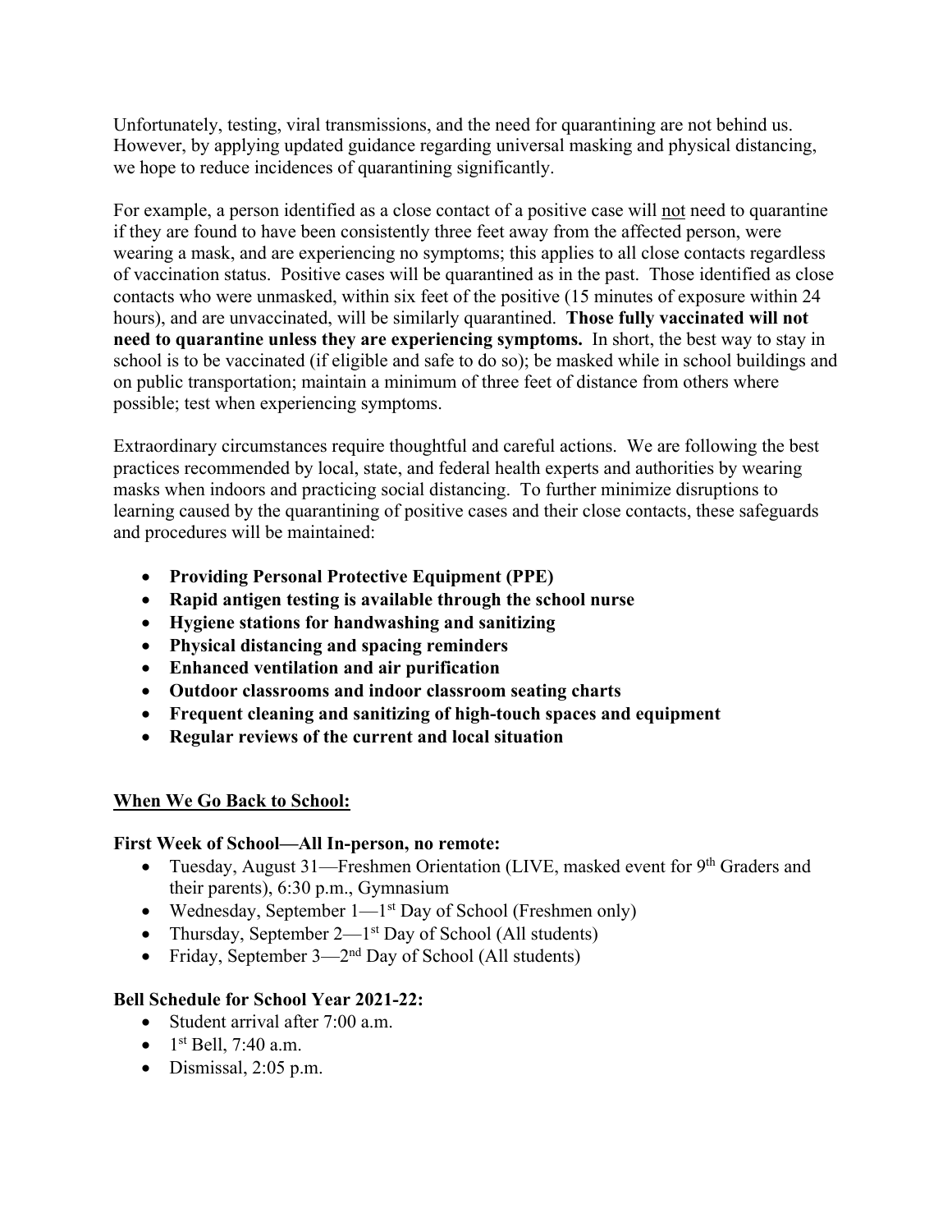Unfortunately, testing, viral transmissions, and the need for quarantining are not behind us. However, by applying updated guidance regarding universal masking and physical distancing, we hope to reduce incidences of quarantining significantly.

For example, a person identified as a close contact of a positive case will <u>not</u> need to quarantine if they are found to have been consistently three feet away from the affected person, were wearing a mask, and are experiencing no symptoms; this applies to all close contacts regardless of vaccination status. Positive cases will be quarantined as in the past. Those identified as close contacts who were unmasked, within six feet of the positive (15 minutes of exposure within 24 hours), and are unvaccinated, will be similarly quarantined. **Those fully vaccinated will not need to quarantine unless they are experiencing symptoms.** In short, the best way to stay in school is to be vaccinated (if eligible and safe to do so); be masked while in school buildings and on public transportation; maintain a minimum of three feet of distance from others where possible; test when experiencing symptoms.

Extraordinary circumstances require thoughtful and careful actions. We are following the best practices recommended by local, state, and federal health experts and authorities by wearing masks when indoors and practicing social distancing. To further minimize disruptions to learning caused by the quarantining of positive cases and their close contacts, these safeguards and procedures will be maintained:

- **Providing Personal Protective Equipment (PPE)**
- **Rapid antigen testing is available through the school nurse**
- **Hygiene stations for handwashing and sanitizing**
- **Physical distancing and spacing reminders**
- **Enhanced ventilation and air purification**
- **Outdoor classrooms and indoor classroom seating charts**
- **Frequent cleaning and sanitizing of high-touch spaces and equipment**
- **Regular reviews of the current and local situation**

## <u>When We Go Back to School:</u>

### First Week of School—All In-person, no remote:

- Tuesday, August 31—Freshmen Orientation (LIVE, masked event for 9th Graders and their parents), 6:30 p.m., Gymnasium
- Wednesday, September 1—1st Day of School (Freshmen only)
- Thursday, September 2—1st Day of School (All students)
- Friday, September 3—2nd Day of School (All students)

### Bell Schedule for School Year 2021-22:

- Student arrival after 7:00 a.m.
- 1st Bell, 7:40 a.m.
- Dismissal, 2:05 p.m.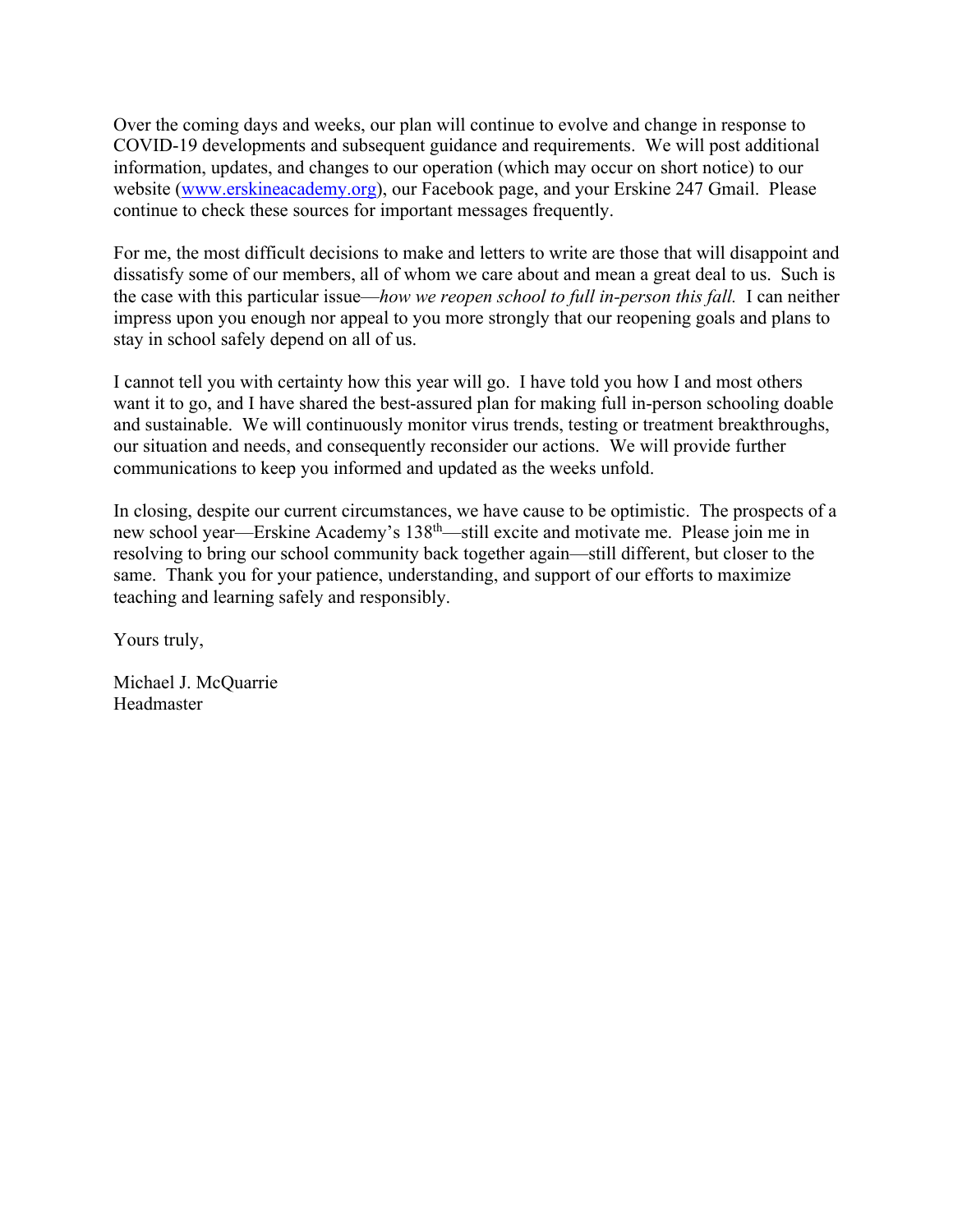Over the coming days and weeks, our plan will continue to evolve and change in response to COVID-19 developments and subsequent guidance and requirements. We will post additional information, updates, and changes to our operation (which may occur on short notice) to our website ([www.erskineacademy.org](http://www.erskineacademy.org)), our Facebook page, and your Erskine 247 Gmail. Please continue to check these sources for important messages frequently.

For me, the most difficult decisions to make and letters to write are those that will disappoint and dissatisfy some of our members, all of whom we care about and mean a great deal to us. Such is the case with this particular issue—*how we reopen school to full in-person this fall.* I can neither impress upon you enough nor appeal to you more strongly that our reopening goals and plans to stay in school safely depend on all of us.

I cannot tell you with certainty how this year will go. I have told you how I and most others want it to go, and I have shared the best-assured plan for making full in-person schooling doable and sustainable. We will continuously monitor virus trends, testing or treatment breakthroughs, our situation and needs, and consequently reconsider our actions. We will provide further communications to keep you informed and updated as the weeks unfold.

In closing, despite our current circumstances, we have cause to be optimistic. The prospects of a new school year—Erskine Academy's 138th—still excite and motivate me. Please join me in resolving to bring our school community back together again—still different, but closer to the same. Thank you for your patience, understanding, and support of our efforts to maximize teaching and learning safely and responsibly.

Yours truly,

Michael J. McQuarrie  
Headmaster